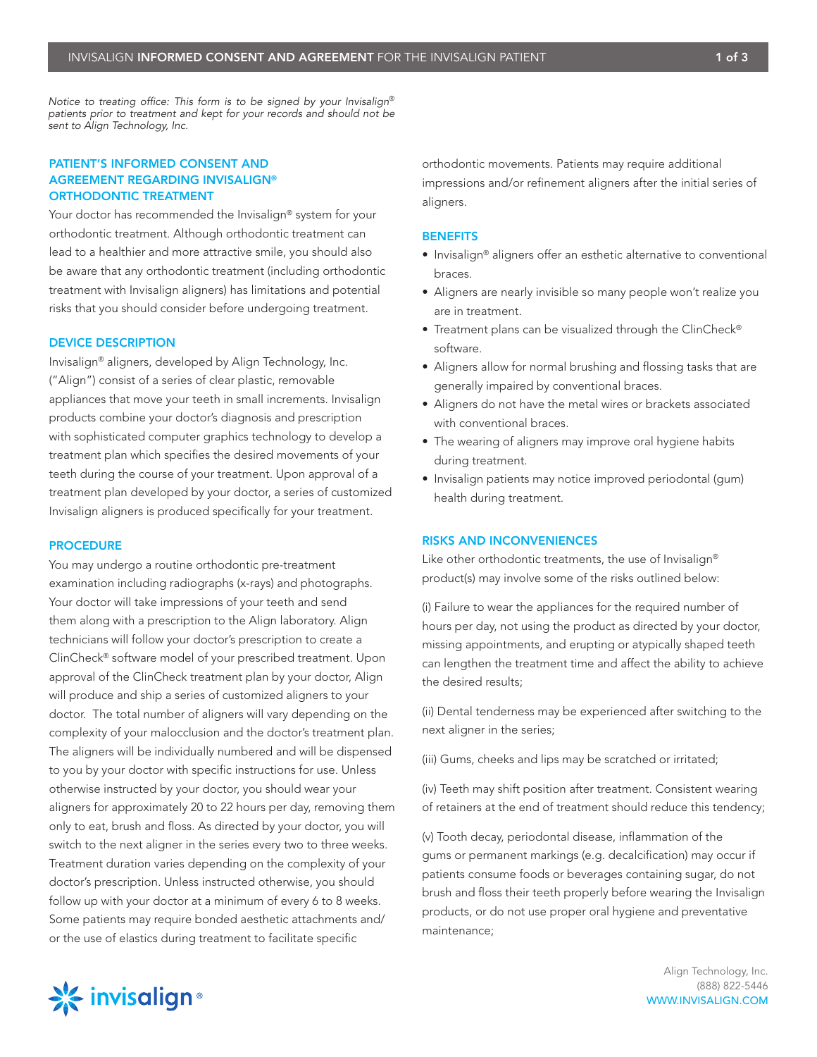*Notice to treating office: This form is to be signed by your Invisalign® patients prior to treatment and kept for your records and should not be sent to Align Technology, Inc.*

## PATIENT'S INFORMED CONSENT AND AGREEMENT REGARDING INVISALIGN® ORTHODONTIC TREATMENT

Your doctor has recommended the Invisalign® system for your orthodontic treatment. Although orthodontic treatment can lead to a healthier and more attractive smile, you should also be aware that any orthodontic treatment (including orthodontic treatment with Invisalign aligners) has limitations and potential risks that you should consider before undergoing treatment.

### DEVICE DESCRIPTION

Invisalign® aligners, developed by Align Technology, Inc. ("Align") consist of a series of clear plastic, removable appliances that move your teeth in small increments. Invisalign products combine your doctor's diagnosis and prescription with sophisticated computer graphics technology to develop a treatment plan which specifies the desired movements of your teeth during the course of your treatment. Upon approval of a treatment plan developed by your doctor, a series of customized Invisalign aligners is produced specifically for your treatment.

### PROCEDURE

You may undergo a routine orthodontic pre-treatment examination including radiographs (x-rays) and photographs. Your doctor will take impressions of your teeth and send them along with a prescription to the Align laboratory. Align technicians will follow your doctor's prescription to create a ClinCheck® software model of your prescribed treatment. Upon approval of the ClinCheck treatment plan by your doctor, Align will produce and ship a series of customized aligners to your doctor. The total number of aligners will vary depending on the complexity of your malocclusion and the doctor's treatment plan. The aligners will be individually numbered and will be dispensed to you by your doctor with specific instructions for use. Unless otherwise instructed by your doctor, you should wear your aligners for approximately 20 to 22 hours per day, removing them only to eat, brush and floss. As directed by your doctor, you will switch to the next aligner in the series every two to three weeks. Treatment duration varies depending on the complexity of your doctor's prescription. Unless instructed otherwise, you should follow up with your doctor at a minimum of every 6 to 8 weeks. Some patients may require bonded aesthetic attachments and/or the use of elastics during treatment to facilitate specific orthodontic movements. Patients may require additional impressions and/or refinement aligners after the initial series of aligners.

### BENEFITS

- Invisalign® aligners offer an esthetic alternative to conventional braces.
- Aligners are nearly invisible so many people won't realize you are in treatment.
- Treatment plans can be visualized through the ClinCheck® software.
- Aligners allow for normal brushing and flossing tasks that are generally impaired by conventional braces.
- Aligners do not have the metal wires or brackets associated with conventional braces.
- The wearing of aligners may improve oral hygiene habits during treatment.
- Invisalign patients may notice improved periodontal (gum) health during treatment.

### RISKS AND INCONVENIENCES

Like other orthodontic treatments, the use of Invisalign® product(s) may involve some of the risks outlined below:

(i) Failure to wear the appliances for the required number of hours per day, not using the product as directed by your doctor, missing appointments, and erupting or atypically shaped teeth can lengthen the treatment time and affect the ability to achieve the desired results;

(ii) Dental tenderness may be experienced after switching to the next aligner in the series;

(iii) Gums, cheeks and lips may be scratched or irritated;

(iv) Teeth may shift position after treatment. Consistent wearing of retainers at the end of treatment should reduce this tendency;

(v) Tooth decay, periodontal disease, inflammation of the gums or permanent markings (e.g. decalcification) may occur if patients consume foods or beverages containing sugar, do not brush and floss their teeth properly before wearing the Invisalign products, or do not use proper oral hygiene and preventative maintenance;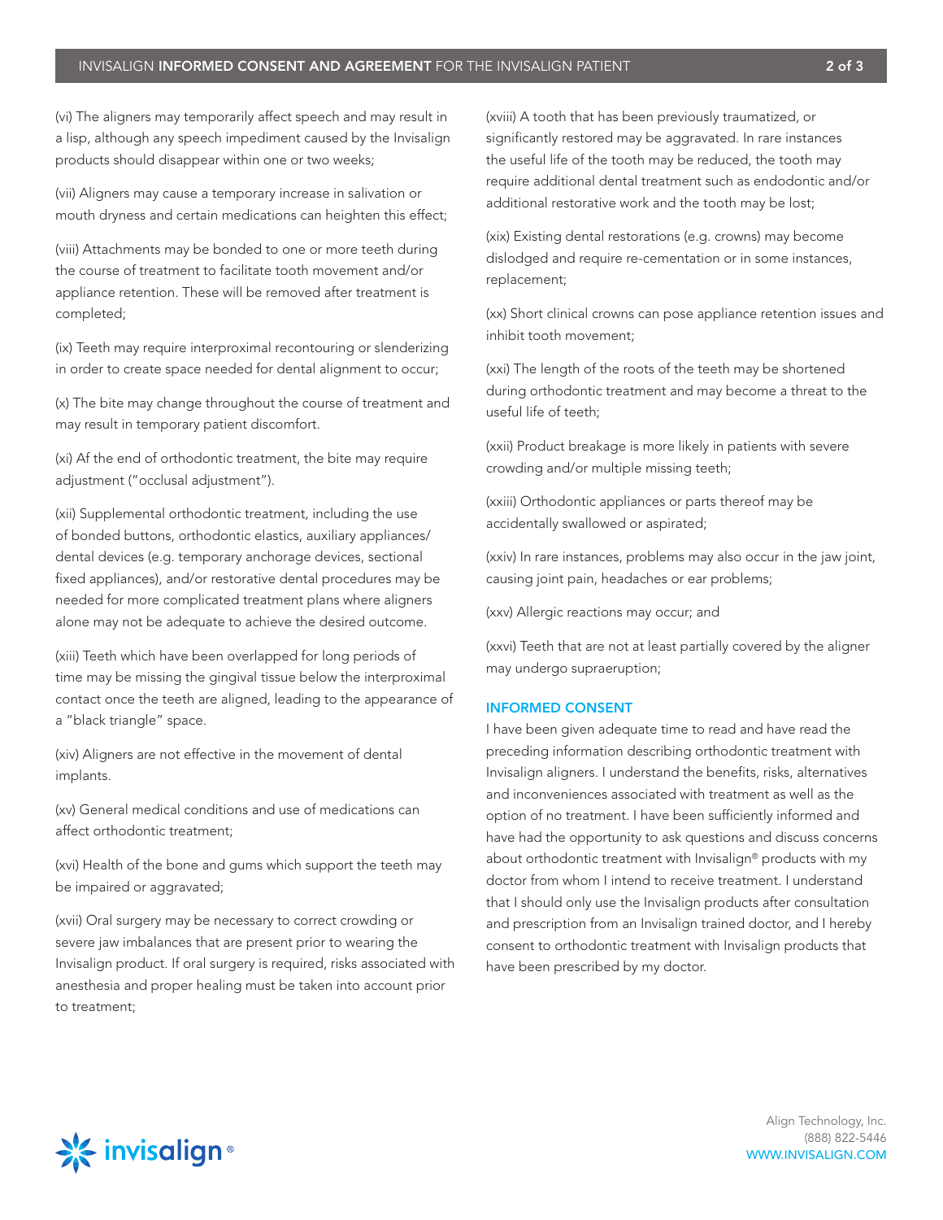(vi) The aligners may temporarily affect speech and may result in a lisp, although any speech impediment caused by the Invisalign products should disappear within one or two weeks;

(vii) Aligners may cause a temporary increase in salivation or mouth dryness and certain medications can heighten this effect;

(viii) Attachments may be bonded to one or more teeth during the course of treatment to facilitate tooth movement and/or appliance retention. These will be removed after treatment is completed;

(ix) Teeth may require interproximal recontouring or slenderizing in order to create space needed for dental alignment to occur;

(x) The bite may change throughout the course of treatment and may result in temporary patient discomfort.

(xi) Af the end of orthodontic treatment, the bite may require adjustment ("occlusal adjustment").

(xii) Supplemental orthodontic treatment, including the use of bonded buttons, orthodontic elastics, auxiliary appliances/dental devices (e.g. temporary anchorage devices, sectional fixed appliances), and/or restorative dental procedures may be needed for more complicated treatment plans where aligners alone may not be adequate to achieve the desired outcome.

(xiii) Teeth which have been overlapped for long periods of time may be missing the gingival tissue below the interproximal contact once the teeth are aligned, leading to the appearance of a "black triangle" space.

(xiv) Aligners are not effective in the movement of dental implants.

(xv) General medical conditions and use of medications can affect orthodontic treatment;

(xvi) Health of the bone and gums which support the teeth may be impaired or aggravated;

(xvii) Oral surgery may be necessary to correct crowding or severe jaw imbalances that are present prior to wearing the Invisalign product. If oral surgery is required, risks associated with anesthesia and proper healing must be taken into account prior to treatment;

(xviii) A tooth that has been previously traumatized, or significantly restored may be aggravated. In rare instances the useful life of the tooth may be reduced, the tooth may require additional dental treatment such as endodontic and/or additional restorative work and the tooth may be lost;

(xix) Existing dental restorations (e.g. crowns) may become dislodged and require re-cementation or in some instances, replacement;

(xx) Short clinical crowns can pose appliance retention issues and inhibit tooth movement;

(xxi) The length of the roots of the teeth may be shortened during orthodontic treatment and may become a threat to the useful life of teeth;

(xxii) Product breakage is more likely in patients with severe crowding and/or multiple missing teeth;

(xxiii) Orthodontic appliances or parts thereof may be accidentally swallowed or aspirated;

(xxiv) In rare instances, problems may also occur in the jaw joint, causing joint pain, headaches or ear problems;

(xxv) Allergic reactions may occur; and

(xxvi) Teeth that are not at least partially covered by the aligner may undergo supraeruption;

## INFORMED CONSENT

I have been given adequate time to read and have read the preceding information describing orthodontic treatment with Invisalign aligners. I understand the benefits, risks, alternatives and inconveniences associated with treatment as well as the option of no treatment. I have been sufficiently informed and have had the opportunity to ask questions and discuss concerns about orthodontic treatment with Invisalign® products with my doctor from whom I intend to receive treatment. I understand that I should only use the Invisalign products after consultation and prescription from an Invisalign trained doctor, and I hereby consent to orthodontic treatment with Invisalign products that have been prescribed by my doctor.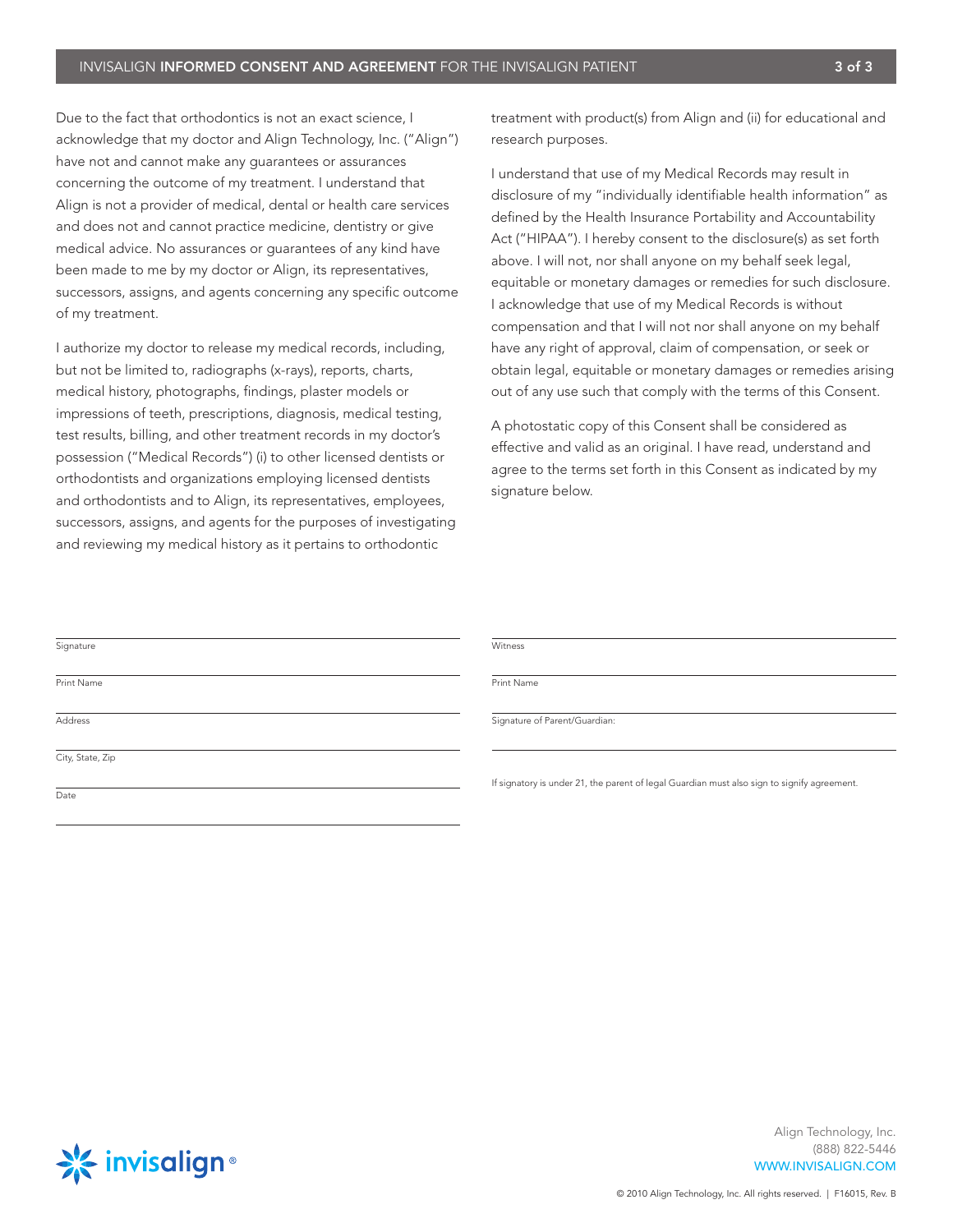Due to the fact that orthodontics is not an exact science, I acknowledge that my doctor and Align Technology, Inc. ("Align") have not and cannot make any guarantees or assurances concerning the outcome of my treatment. I understand that Align is not a provider of medical, dental or health care services and does not and cannot practice medicine, dentistry or give medical advice. No assurances or guarantees of any kind have been made to me by my doctor or Align, its representatives, successors, assigns, and agents concerning any specific outcome of my treatment.

I authorize my doctor to release my medical records, including, but not be limited to, radiographs (x-rays), reports, charts, medical history, photographs, findings, plaster models or impressions of teeth, prescriptions, diagnosis, medical testing, test results, billing, and other treatment records in my doctor's possession ("Medical Records") (i) to other licensed dentists or orthodontists and organizations employing licensed dentists and orthodontists and to Align, its representatives, employees, successors, assigns, and agents for the purposes of investigating and reviewing my medical history as it pertains to orthodontic treatment with product(s) from Align and (ii) for educational and research purposes.

I understand that use of my Medical Records may result in disclosure of my "individually identifiable health information" as defined by the Health Insurance Portability and Accountability Act ("HIPAA"). I hereby consent to the disclosure(s) as set forth above. I will not, nor shall anyone on my behalf seek legal, equitable or monetary damages or remedies for such disclosure. I acknowledge that use of my Medical Records is without compensation and that I will not nor shall anyone on my behalf have any right of approval, claim of compensation, or seek or obtain legal, equitable or monetary damages or remedies arising out of any use such that comply with the terms of this Consent.

A photostatic copy of this Consent shall be considered as effective and valid as an original. I have read, understand and agree to the terms set forth in this Consent as indicated by my signature below.

Signature ______________________

Print Name ______________________

Address ______________________

City, State, Zip ______________________

Date ______________________

Witness ______________________

Print Name ______________________

Signature of Parent/Guardian: ______________________

If signatory is under 21, the parent of legal Guardian must also sign to signify agreement.

invisalign®

Align Technology, Inc.
(888) 822-5446
WWW.INVISALIGN.COM

© 2010 Align Technology, Inc. All rights reserved. | F16015, Rev. B